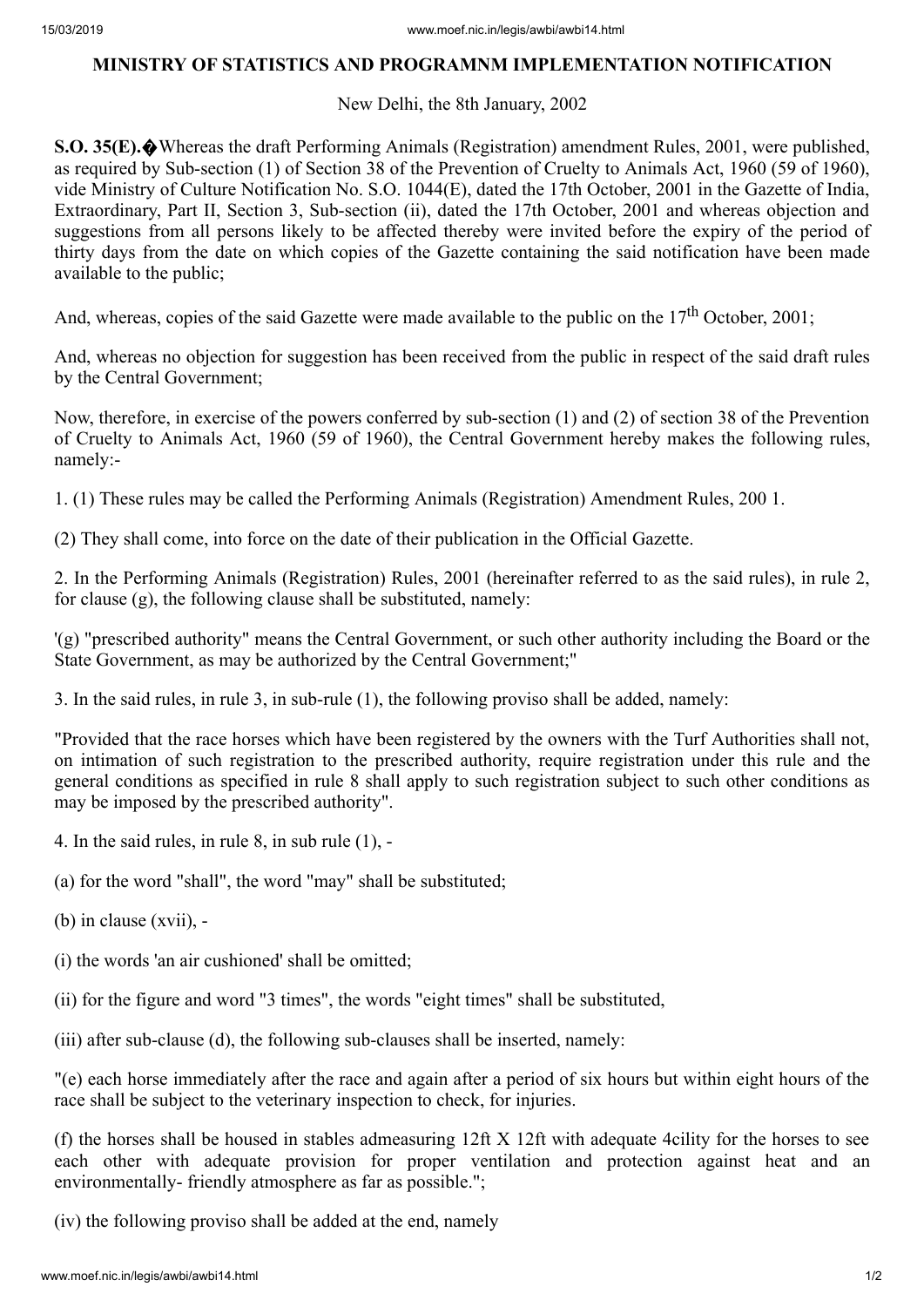## MINISTRY OF STATISTICS AND PROGRAMNM IMPLEMENTATION NOTIFICATION

New Delhi, the 8th January, 2002

**S.O. 35(E).�**Whereas the draft Performing Animals (Registration) amendment Rules, 2001, were published, as required by Sub-section (1) of Section 38 of the Prevention of Cruelty to Animals Act, 1960 (59 of 1960), vide Ministry of Culture Notification No. S.O. 1044(E), dated the 17th October, 2001 in the Gazette of India, Extraordinary, Part II, Section 3, Sub-section (ii), dated the 17th October, 2001 and whereas objection and suggestions from all persons likely to be affected thereby were invited before the expiry of the period of thirty days from the date on which copies of the Gazette containing the said notification have been made available to the public;

And, whereas, copies of the said Gazette were made available to the public on the 17th October, 2001;

And, whereas no objection for suggestion has been received from the public in respect of the said draft rules by the Central Government;

Now, therefore, in exercise of the powers conferred by sub-section (1) and (2) of section 38 of the Prevention of Cruelty to Animals Act, 1960 (59 of 1960), the Central Government hereby makes the following rules, namely:-

1. (1) These rules may be called the Performing Animals (Registration) Amendment Rules, 200 1.

(2) They shall come, into force on the date of their publication in the Official Gazette.

2. In the Performing Animals (Registration) Rules, 2001 (hereinafter referred to as the said rules), in rule 2, for clause (g), the following clause shall be substituted, namely:

'(g) "prescribed authority" means the Central Government, or such other authority including the Board or the State Government, as may be authorized by the Central Government;"

3. In the said rules, in rule 3, in sub-rule (1), the following proviso shall be added, namely:

"Provided that the race horses which have been registered by the owners with the Turf Authorities shall not, on intimation of such registration to the prescribed authority, require registration under this rule and the general conditions as specified in rule 8 shall apply to such registration subject to such other conditions as may be imposed by the prescribed authority".

4. In the said rules, in rule 8, in sub rule (1), -

(a) for the word "shall", the word "may" shall be substituted;

(b) in clause (xvii), -

(i) the words 'an air cushioned' shall be omitted;

(ii) for the figure and word "3 times", the words "eight times" shall be substituted,

(iii) after sub-clause (d), the following sub-clauses shall be inserted, namely:

"(e) each horse immediately after the race and again after a period of six hours but within eight hours of the race shall be subject to the veterinary inspection to check, for injuries.

(f) the horses shall be housed in stables admeasuring 12ft X 12ft with adequate 4cility for the horses to see each other with adequate provision for proper ventilation and protection against heat and an environmentally- friendly atmosphere as far as possible.";

(iv) the following proviso shall be added at the end, namely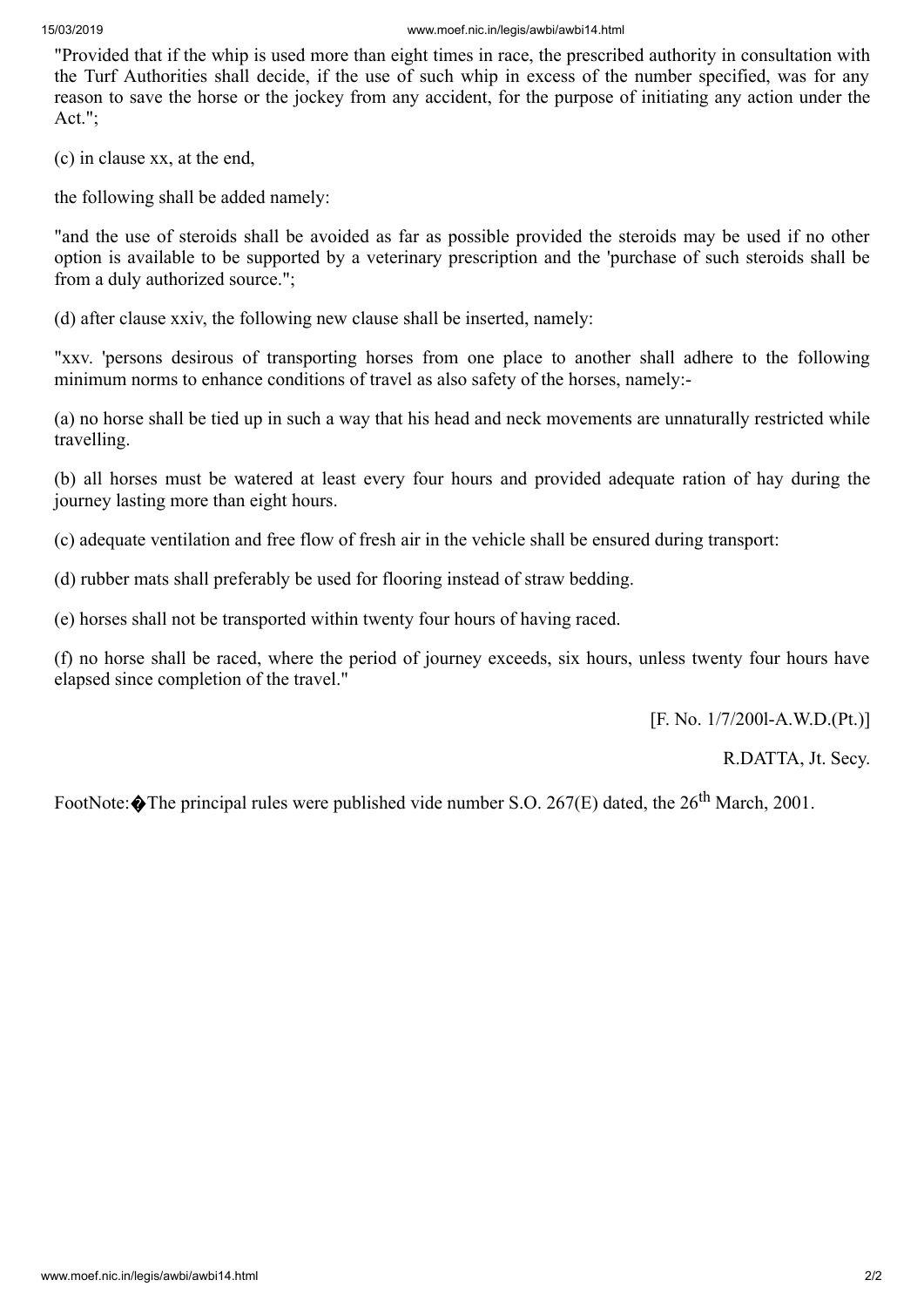"Provided that if the whip is used more than eight times in race, the prescribed authority in consultation with the Turf Authorities shall decide, if the use of such whip in excess of the number specified, was for any reason to save the horse or the jockey from any accident, for the purpose of initiating any action under the Act.";

(c) in clause xx, at the end,

the following shall be added namely:

"and the use of steroids shall be avoided as far as possible provided the steroids may be used if no other option is available to be supported by a veterinary prescription and the 'purchase of such steroids shall be from a duly authorized source.";

(d) after clause xxiv, the following new clause shall be inserted, namely:

"xxv. 'persons desirous of transporting horses from one place to another shall adhere to the following minimum norms to enhance conditions of travel as also safety of the horses, namely:-

(a) no horse shall be tied up in such a way that his head and neck movements are unnaturally restricted while travelling.

(b) all horses must be watered at least every four hours and provided adequate ration of hay during the journey lasting more than eight hours.

(c) adequate ventilation and free flow of fresh air in the vehicle shall be ensured during transport:

(d) rubber mats shall preferably be used for flooring instead of straw bedding.

(e) horses shall not be transported within twenty four hours of having raced.

(f) no horse shall be raced, where the period of journey exceeds, six hours, unless twenty four hours have elapsed since completion of the travel."

[F. No. 1/7/200l-A.W.D.(Pt.)]

R.DATTA, Jt. Secy.

FootNote:�The principal rules were published vide number S.O. 267(E) dated, the 26th March, 2001.